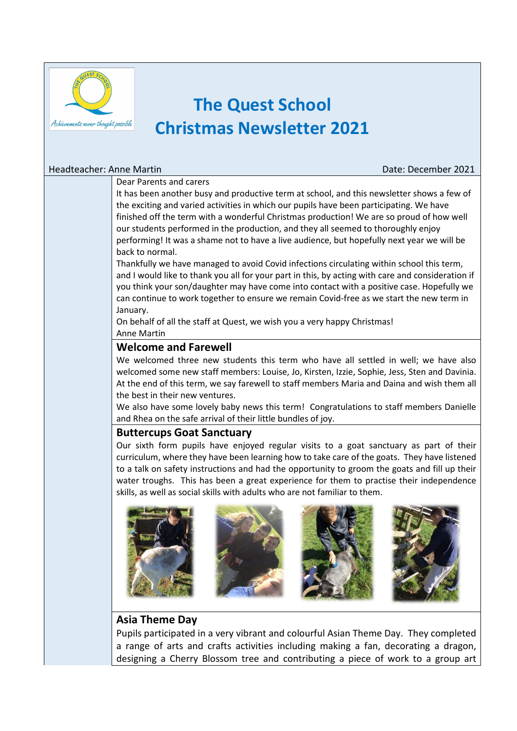# The Quest School
# Christmas Newsletter 2021

Headteacher: Anne Martin

Date: December 2021

Dear Parents and carers

It has been another busy and productive term at school, and this newsletter shows a few of the exciting and varied activities in which our pupils have been participating. We have finished off the term with a wonderful Christmas production! We are so proud of how well our students performed in the production, and they all seemed to thoroughly enjoy performing! It was a shame not to have a live audience, but hopefully next year we will be back to normal.

Thankfully we have managed to avoid Covid infections circulating within school this term, and I would like to thank you all for your part in this, by acting with care and consideration if you think your son/daughter may have come into contact with a positive case. Hopefully we can continue to work together to ensure we remain Covid-free as we start the new term in January.

On behalf of all the staff at Quest, we wish you a very happy Christmas!

Anne Martin

## Welcome and Farewell

We welcomed three new students this term who have all settled in well; we have also welcomed some new staff members: Louise, Jo, Kirsten, Izzie, Sophie, Jess, Sten and Davinia. At the end of this term, we say farewell to staff members Maria and Daina and wish them all the best in their new ventures.

We also have some lovely baby news this term! Congratulations to staff members Danielle and Rhea on the safe arrival of their little bundles of joy.

## Buttercups Goat Sanctuary

Our sixth form pupils have enjoyed regular visits to a goat sanctuary as part of their curriculum, where they have been learning how to take care of the goats. They have listened to a talk on safety instructions and had the opportunity to groom the goats and fill up their water troughs. This has been a great experience for them to practise their independence skills, as well as social skills with adults who are not familiar to them.

## Asia Theme Day

Pupils participated in a very vibrant and colourful Asian Theme Day. They completed a range of arts and crafts activities including making a fan, decorating a dragon, designing a Cherry Blossom tree and contributing a piece of work to a group art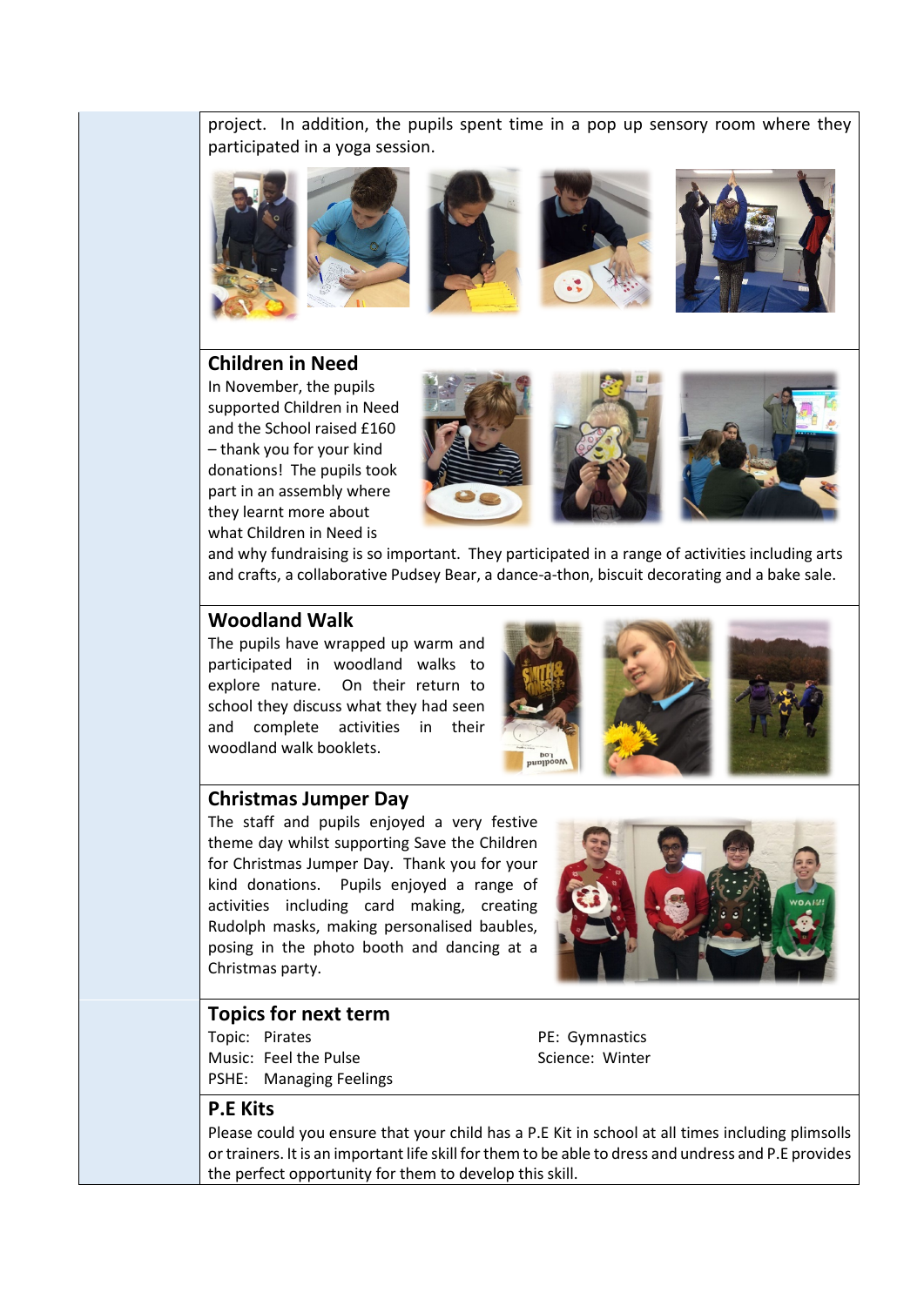project. In addition, the pupils spent time in a pop up sensory room where they participated in a yoga session.

## Children in Need

In November, the pupils supported Children in Need and the School raised £160 – thank you for your kind donations! The pupils took part in an assembly where they learnt more about what Children in Need is and why fundraising is so important. They participated in a range of activities including arts and crafts, a collaborative Pudsey Bear, a dance-a-thon, biscuit decorating and a bake sale.

## Woodland Walk

The pupils have wrapped up warm and participated in woodland walks to explore nature. On their return to school they discuss what they had seen and complete activities in their woodland walk booklets.

## Christmas Jumper Day

The staff and pupils enjoyed a very festive theme day whilst supporting Save the Children for Christmas Jumper Day. Thank you for your kind donations. Pupils enjoyed a range of activities including card making, creating Rudolph masks, making personalised baubles, posing in the photo booth and dancing at a Christmas party.

## Topics for next term

Topic: Pirates
Music: Feel the Pulse
PSHE: Managing Feelings
PE: Gymnastics
Science: Winter

## P.E Kits

Please could you ensure that your child has a P.E Kit in school at all times including plimsolls or trainers. It is an important life skill for them to be able to dress and undress and P.E provides the perfect opportunity for them to develop this skill.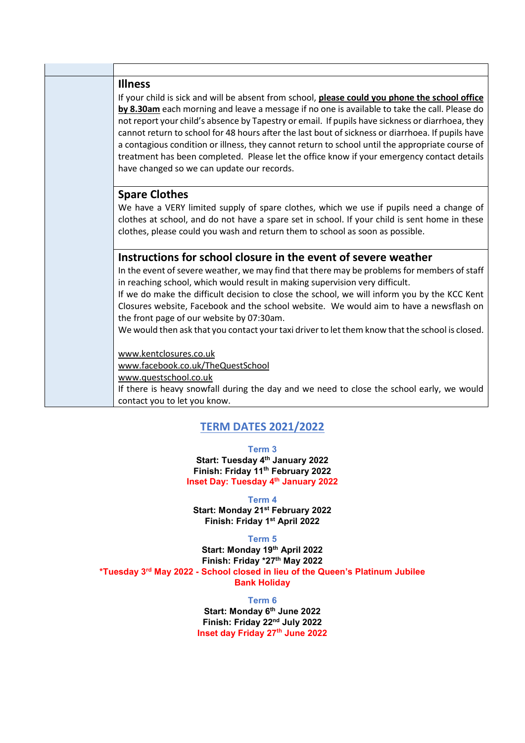## Illness

If your child is sick and will be absent from school, **please could you phone the school office by 8.30am** each morning and leave a message if no one is available to take the call. Please do not report your child's absence by Tapestry or email. If pupils have sickness or diarrhoea, they cannot return to school for 48 hours after the last bout of sickness or diarrhoea. If pupils have a contagious condition or illness, they cannot return to school until the appropriate course of treatment has been completed. Please let the office know if your emergency contact details have changed so we can update our records.

## Spare Clothes

We have a VERY limited supply of spare clothes, which we use if pupils need a change of clothes at school, and do not have a spare set in school. If your child is sent home in these clothes, please could you wash and return them to school as soon as possible.

## Instructions for school closure in the event of severe weather

In the event of severe weather, we may find that there may be problems for members of staff in reaching school, which would result in making supervision very difficult.

If we do make the difficult decision to close the school, we will inform you by the KCC Kent Closures website, Facebook and the school website. We would aim to have a newsflash on the front page of our website by 07:30am.

We would then ask that you contact your taxi driver to let them know that the school is closed.

www.kentclosures.co.uk
www.facebook.co.uk/TheQuestSchool
www.questschool.co.uk

If there is heavy snowfall during the day and we need to close the school early, we would contact you to let you know.

## TERM DATES 2021/2022

**Term 3**
**Start: Tuesday 4th January 2022**
**Finish: Friday 11th February 2022**
**Inset Day: Tuesday 4th January 2022**

**Term 4**
**Start: Monday 21st February 2022**
**Finish: Friday 1st April 2022**

**Term 5**
**Start: Monday 19th April 2022**
**Finish: Friday *27th May 2022**
***Tuesday 3rd May 2022 - School closed in lieu of the Queen's Platinum Jubilee Bank Holiday**

**Term 6**
**Start: Monday 6th June 2022**
**Finish: Friday 22nd July 2022**
**Inset day Friday 27th June 2022**